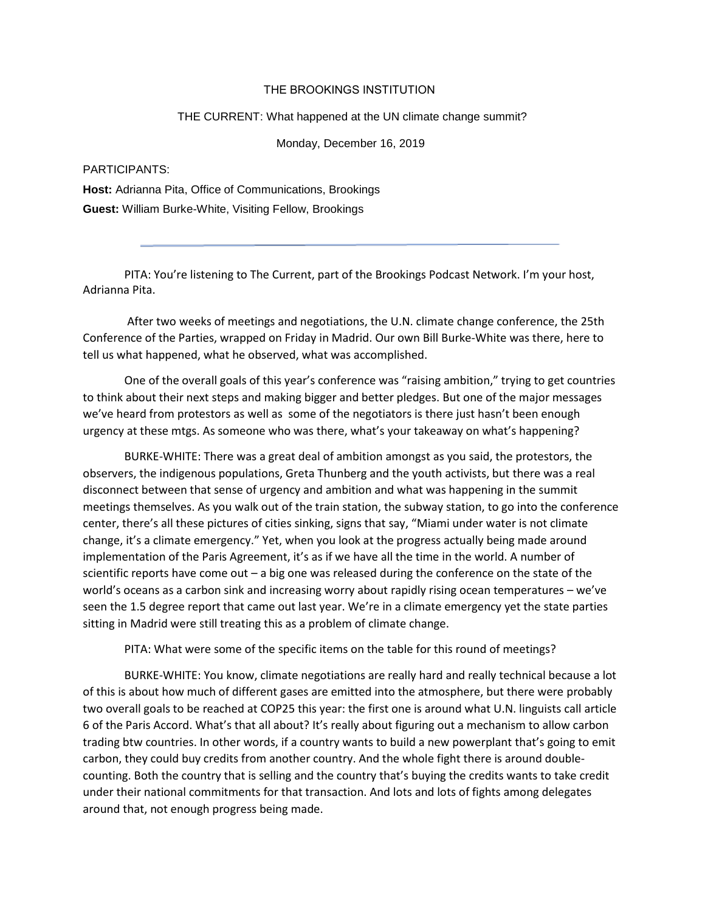THE BROOKINGS INSTITUTION

THE CURRENT: What happened at the UN climate change summit?

Monday, December 16, 2019

PARTICIPANTS:

**Host:** Adrianna Pita, Office of Communications, Brookings

**Guest:** William Burke-White, Visiting Fellow, Brookings

---

PITA: You're listening to The Current, part of the Brookings Podcast Network. I'm your host, Adrianna Pita.

After two weeks of meetings and negotiations, the U.N. climate change conference, the 25th Conference of the Parties, wrapped on Friday in Madrid. Our own Bill Burke-White was there, here to tell us what happened, what he observed, what was accomplished.

One of the overall goals of this year's conference was "raising ambition," trying to get countries to think about their next steps and making bigger and better pledges. But one of the major messages we've heard from protestors as well as some of the negotiators is there just hasn't been enough urgency at these mtgs. As someone who was there, what's your takeaway on what's happening?

BURKE-WHITE: There was a great deal of ambition amongst as you said, the protestors, the observers, the indigenous populations, Greta Thunberg and the youth activists, but there was a real disconnect between that sense of urgency and ambition and what was happening in the summit meetings themselves. As you walk out of the train station, the subway station, to go into the conference center, there's all these pictures of cities sinking, signs that say, "Miami under water is not climate change, it's a climate emergency." Yet, when you look at the progress actually being made around implementation of the Paris Agreement, it's as if we have all the time in the world. A number of scientific reports have come out – a big one was released during the conference on the state of the world's oceans as a carbon sink and increasing worry about rapidly rising ocean temperatures – we've seen the 1.5 degree report that came out last year. We're in a climate emergency yet the state parties sitting in Madrid were still treating this as a problem of climate change.

PITA: What were some of the specific items on the table for this round of meetings?

BURKE-WHITE: You know, climate negotiations are really hard and really technical because a lot of this is about how much of different gases are emitted into the atmosphere, but there were probably two overall goals to be reached at COP25 this year: the first one is around what U.N. linguists call article 6 of the Paris Accord. What's that all about? It's really about figuring out a mechanism to allow carbon trading btw countries. In other words, if a country wants to build a new powerplant that's going to emit carbon, they could buy credits from another country. And the whole fight there is around double-counting. Both the country that is selling and the country that's buying the credits wants to take credit under their national commitments for that transaction. And lots and lots of fights among delegates around that, not enough progress being made.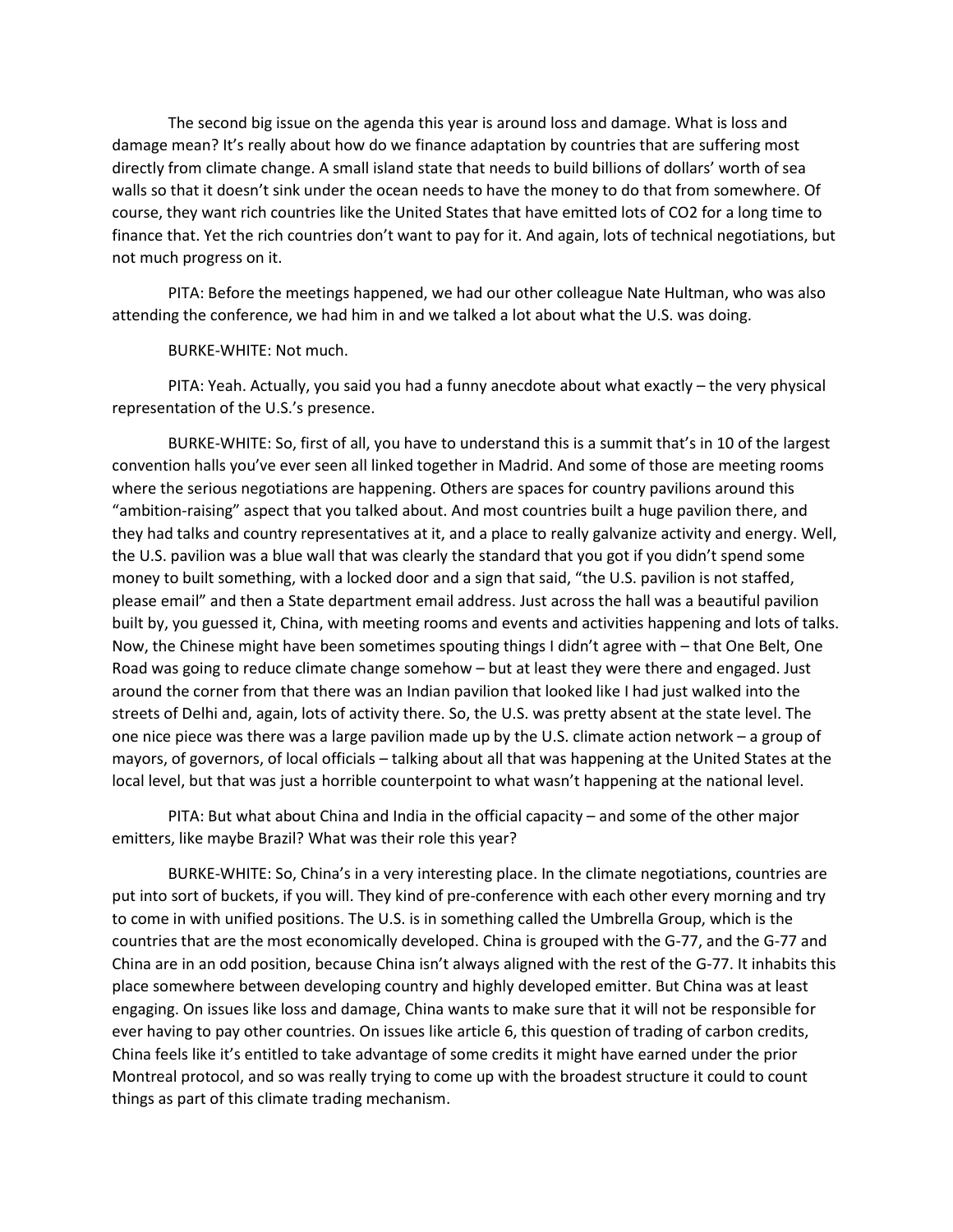The second big issue on the agenda this year is around loss and damage. What is loss and damage mean? It's really about how do we finance adaptation by countries that are suffering most directly from climate change. A small island state that needs to build billions of dollars' worth of sea walls so that it doesn't sink under the ocean needs to have the money to do that from somewhere. Of course, they want rich countries like the United States that have emitted lots of $CO_2$ for a long time to finance that. Yet the rich countries don't want to pay for it. And again, lots of technical negotiations, but not much progress on it.

PITA: Before the meetings happened, we had our other colleague Nate Hultman, who was also attending the conference, we had him in and we talked a lot about what the U.S. was doing.

BURKE-WHITE: Not much.

PITA: Yeah. Actually, you said you had a funny anecdote about what exactly – the very physical representation of the U.S.'s presence.

BURKE-WHITE: So, first of all, you have to understand this is a summit that's in 10 of the largest convention halls you've ever seen all linked together in Madrid. And some of those are meeting rooms where the serious negotiations are happening. Others are spaces for country pavilions around this "ambition-raising" aspect that you talked about. And most countries built a huge pavilion there, and they had talks and country representatives at it, and a place to really galvanize activity and energy. Well, the U.S. pavilion was a blue wall that was clearly the standard that you got if you didn't spend some money to built something, with a locked door and a sign that said, "the U.S. pavilion is not staffed, please email" and then a State department email address. Just across the hall was a beautiful pavilion built by, you guessed it, China, with meeting rooms and events and activities happening and lots of talks. Now, the Chinese might have been sometimes spouting things I didn't agree with – that One Belt, One Road was going to reduce climate change somehow – but at least they were there and engaged. Just around the corner from that there was an Indian pavilion that looked like I had just walked into the streets of Delhi and, again, lots of activity there. So, the U.S. was pretty absent at the state level. The one nice piece was there was a large pavilion made up by the U.S. climate action network – a group of mayors, of governors, of local officials – talking about all that was happening at the United States at the local level, but that was just a horrible counterpoint to what wasn't happening at the national level.

PITA: But what about China and India in the official capacity – and some of the other major emitters, like maybe Brazil? What was their role this year?

BURKE-WHITE: So, China's in a very interesting place. In the climate negotiations, countries are put into sort of buckets, if you will. They kind of pre-conference with each other every morning and try to come in with unified positions. The U.S. is in something called the Umbrella Group, which is the countries that are the most economically developed. China is grouped with the G-77, and the G-77 and China are in an odd position, because China isn't always aligned with the rest of the G-77. It inhabits this place somewhere between developing country and highly developed emitter. But China was at least engaging. On issues like loss and damage, China wants to make sure that it will not be responsible for ever having to pay other countries. On issues like article 6, this question of trading of carbon credits, China feels like it's entitled to take advantage of some credits it might have earned under the prior Montreal protocol, and so was really trying to come up with the broadest structure it could to count things as part of this climate trading mechanism.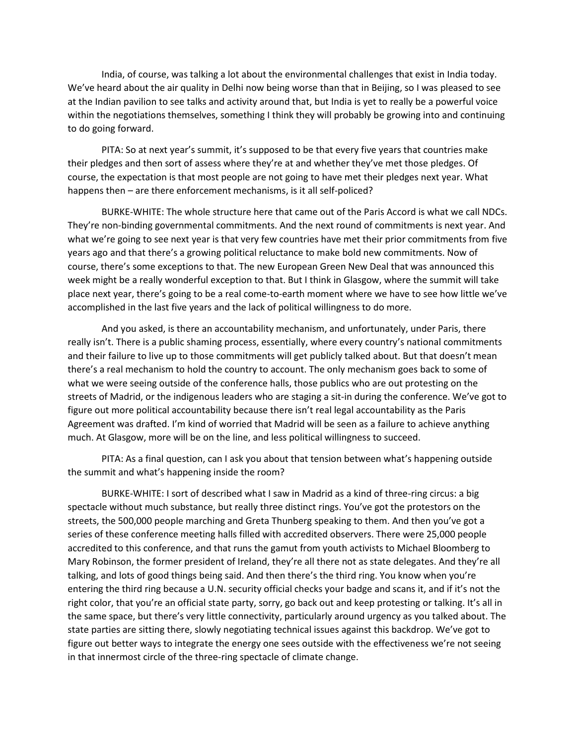India, of course, was talking a lot about the environmental challenges that exist in India today. We've heard about the air quality in Delhi now being worse than that in Beijing, so I was pleased to see at the Indian pavilion to see talks and activity around that, but India is yet to really be a powerful voice within the negotiations themselves, something I think they will probably be growing into and continuing to do going forward.

PITA: So at next year's summit, it's supposed to be that every five years that countries make their pledges and then sort of assess where they're at and whether they've met those pledges. Of course, the expectation is that most people are not going to have met their pledges next year. What happens then – are there enforcement mechanisms, is it all self-policed?

BURKE-WHITE: The whole structure here that came out of the Paris Accord is what we call NDCs. They're non-binding governmental commitments. And the next round of commitments is next year. And what we're going to see next year is that very few countries have met their prior commitments from five years ago and that there's a growing political reluctance to make bold new commitments. Now of course, there's some exceptions to that. The new European Green New Deal that was announced this week might be a really wonderful exception to that. But I think in Glasgow, where the summit will take place next year, there's going to be a real come-to-earth moment where we have to see how little we've accomplished in the last five years and the lack of political willingness to do more.

And you asked, is there an accountability mechanism, and unfortunately, under Paris, there really isn't. There is a public shaming process, essentially, where every country's national commitments and their failure to live up to those commitments will get publicly talked about. But that doesn't mean there's a real mechanism to hold the country to account. The only mechanism goes back to some of what we were seeing outside of the conference halls, those publics who are out protesting on the streets of Madrid, or the indigenous leaders who are staging a sit-in during the conference. We've got to figure out more political accountability because there isn't real legal accountability as the Paris Agreement was drafted. I'm kind of worried that Madrid will be seen as a failure to achieve anything much. At Glasgow, more will be on the line, and less political willingness to succeed.

PITA: As a final question, can I ask you about that tension between what's happening outside the summit and what's happening inside the room?

BURKE-WHITE: I sort of described what I saw in Madrid as a kind of three-ring circus: a big spectacle without much substance, but really three distinct rings. You've got the protestors on the streets, the 500,000 people marching and Greta Thunberg speaking to them. And then you've got a series of these conference meeting halls filled with accredited observers. There were 25,000 people accredited to this conference, and that runs the gamut from youth activists to Michael Bloomberg to Mary Robinson, the former president of Ireland, they're all there not as state delegates. And they're all talking, and lots of good things being said. And then there's the third ring. You know when you're entering the third ring because a U.N. security official checks your badge and scans it, and if it's not the right color, that you're an official state party, sorry, go back out and keep protesting or talking. It's all in the same space, but there's very little connectivity, particularly around urgency as you talked about. The state parties are sitting there, slowly negotiating technical issues against this backdrop. We've got to figure out better ways to integrate the energy one sees outside with the effectiveness we're not seeing in that innermost circle of the three-ring spectacle of climate change.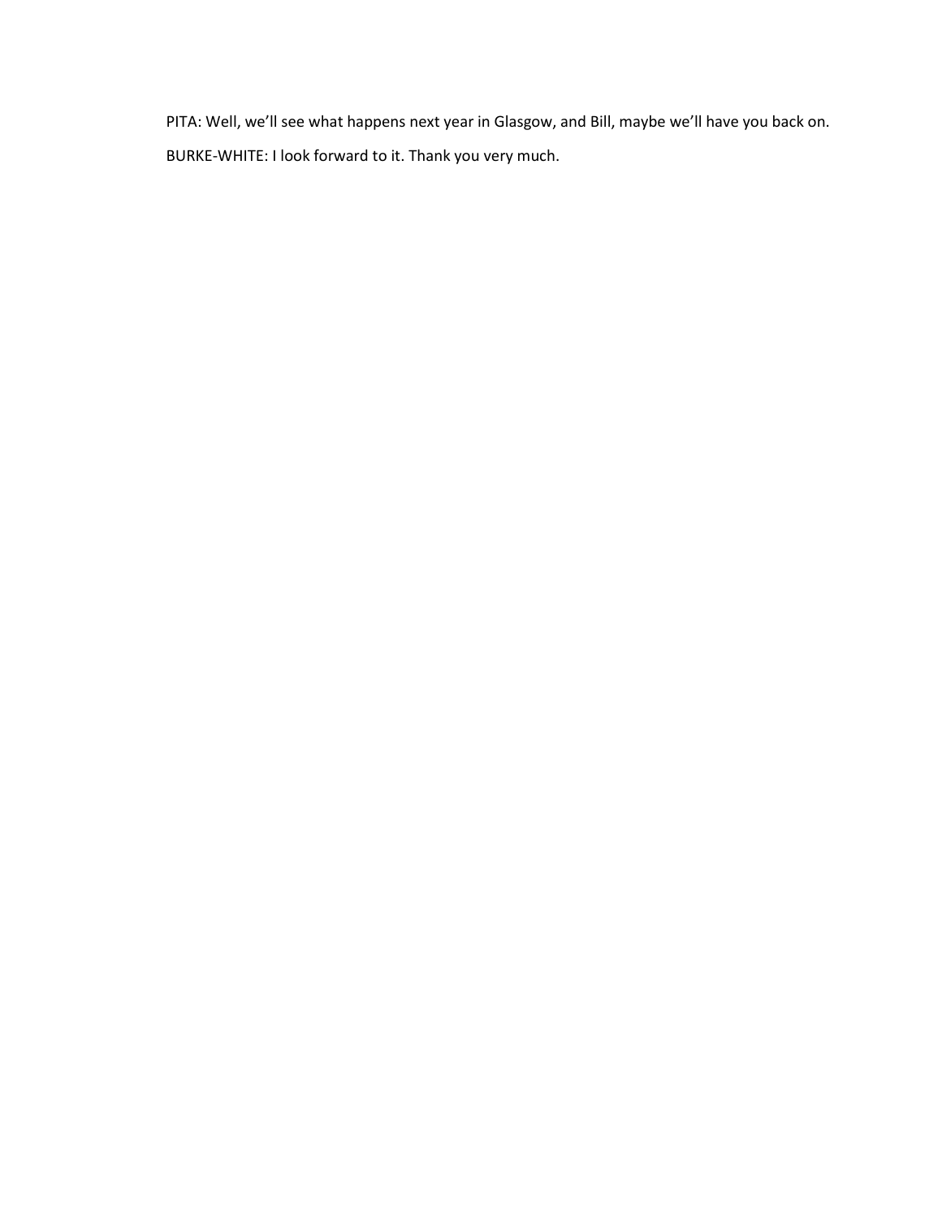PITA: Well, we'll see what happens next year in Glasgow, and Bill, maybe we'll have you back on.

BURKE-WHITE: I look forward to it. Thank you very much.